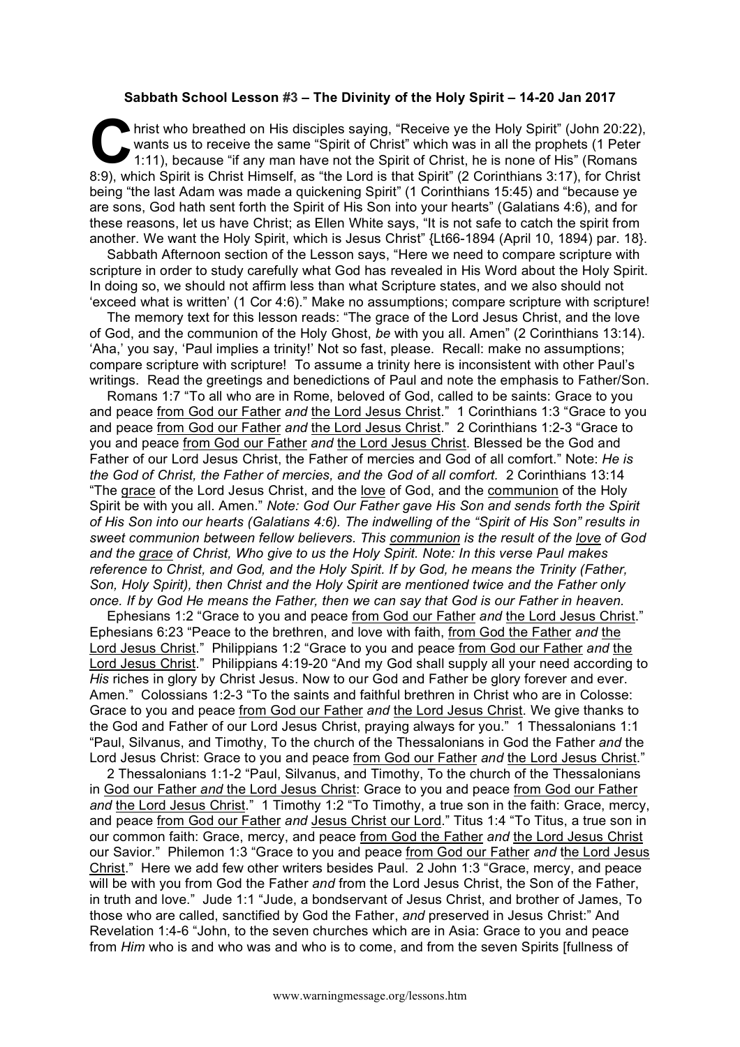**Sabbath School Lesson #3 – The Divinity of the Holy Spirit – 14-20 Jan 2017**

Christ who breathed on His disciples saying, "Receive ye the Holy Spirit" (John 20:22), wants us to receive the same "Spirit of Christ" which was in all the prophets (1 Peter 1:11), because "if any man have not the Spirit of Christ, he is none of His" (Romans 8:9), which Spirit is Christ Himself, as "the Lord is that Spirit" (2 Corinthians 3:17), for Christ being "the last Adam was made a quickening Spirit" (1 Corinthians 15:45) and "because ye are sons, God hath sent forth the Spirit of His Son into your hearts" (Galatians 4:6), and for these reasons, let us have Christ; as Ellen White says, "It is not safe to catch the spirit from another. We want the Holy Spirit, which is Jesus Christ" {Lt66-1894 (April 10, 1894) par. 18}.

Sabbath Afternoon section of the Lesson says, "Here we need to compare scripture with scripture in order to study carefully what God has revealed in His Word about the Holy Spirit. In doing so, we should not affirm less than what Scripture states, and we also should not 'exceed what is written' (1 Cor 4:6)." Make no assumptions; compare scripture with scripture!

The memory text for this lesson reads: "The grace of the Lord Jesus Christ, and the love of God, and the communion of the Holy Ghost, *be* with you all. Amen" (2 Corinthians 13:14). 'Aha,' you say, 'Paul implies a trinity!' Not so fast, please. Recall: make no assumptions; compare scripture with scripture! To assume a trinity here is inconsistent with other Paul's writings. Read the greetings and benedictions of Paul and note the emphasis to Father/Son.

Romans 1:7 "To all who are in Rome, beloved of God, called to be saints: Grace to you and peace <u>from God our Father</u> *and* <u>the Lord Jesus Christ</u>." 1 Corinthians 1:3 "Grace to you and peace <u>from God our Father</u> *and* <u>the Lord Jesus Christ</u>." 2 Corinthians 1:2-3 "Grace to you and peace <u>from God our Father</u> *and* <u>the Lord Jesus Christ</u>. Blessed be the God and Father of our Lord Jesus Christ, the Father of mercies and God of all comfort." Note: *He is the God of Christ, the Father of mercies, and the God of all comfort.* 2 Corinthians 13:14 "The <u>grace</u> of the Lord Jesus Christ, and the <u>love</u> of God, and the <u>communion</u> of the Holy Spirit be with you all. Amen." *Note: God Our Father gave His Son and sends forth the Spirit of His Son into our hearts (Galatians 4:6). The indwelling of the "Spirit of His Son" results in sweet communion between fellow believers. This <u>communion</u> is the result of the <u>love</u> of God and the <u>grace</u> of Christ, Who give to us the Holy Spirit. Note: In this verse Paul makes reference to Christ, and God, and the Holy Spirit. If by God, he means the Trinity (Father, Son, Holy Spirit), then Christ and the Holy Spirit are mentioned twice and the Father only once. If by God He means the Father, then we can say that God is our Father in heaven.*

Ephesians 1:2 "Grace to you and peace <u>from God our Father</u> *and* <u>the Lord Jesus Christ</u>." Ephesians 6:23 "Peace to the brethren, and love with faith, <u>from God the Father</u> *and* <u>the Lord Jesus Christ</u>." Philippians 1:2 "Grace to you and peace <u>from God our Father</u> *and* <u>the Lord Jesus Christ</u>." Philippians 4:19-20 "And my God shall supply all your need according to *His* riches in glory by Christ Jesus. Now to our God and Father be glory forever and ever. Amen." Colossians 1:2-3 "To the saints and faithful brethren in Christ who are in Colosse: Grace to you and peace <u>from God our Father</u> *and* <u>the Lord Jesus Christ</u>. We give thanks to the God and Father of our Lord Jesus Christ, praying always for you." 1 Thessalonians 1:1 "Paul, Silvanus, and Timothy, To the church of the Thessalonians in God the Father *and* the Lord Jesus Christ: Grace to you and peace <u>from God our Father</u> *and* <u>the Lord Jesus Christ</u>."

2 Thessalonians 1:1-2 "Paul, Silvanus, and Timothy, To the church of the Thessalonians in <u>God our Father</u> *and* <u>the Lord Jesus Christ</u>: Grace to you and peace <u>from God our Father</u> *and* <u>the Lord Jesus Christ</u>." 1 Timothy 1:2 "To Timothy, a true son in the faith: Grace, mercy, and peace <u>from God our Father</u> *and* <u>Jesus Christ our Lord</u>." Titus 1:4 "To Titus, a true son in our common faith: Grace, mercy, and peace <u>from God the Father</u> *and* <u>the Lord Jesus Christ</u> our Savior." Philemon 1:3 "Grace to you and peace <u>from God our Father</u> *and* <u>the Lord Jesus Christ</u>." Here we add few other writers besides Paul. 2 John 1:3 "Grace, mercy, and peace will be with you from God the Father *and* from the Lord Jesus Christ, the Son of the Father, in truth and love." Jude 1:1 "Jude, a bondservant of Jesus Christ, and brother of James, To those who are called, sanctified by God the Father, *and* preserved in Jesus Christ:" And Revelation 1:4-6 "John, to the seven churches which are in Asia: Grace to you and peace from *Him* who is and who was and who is to come, and from the seven Spirits [fullness of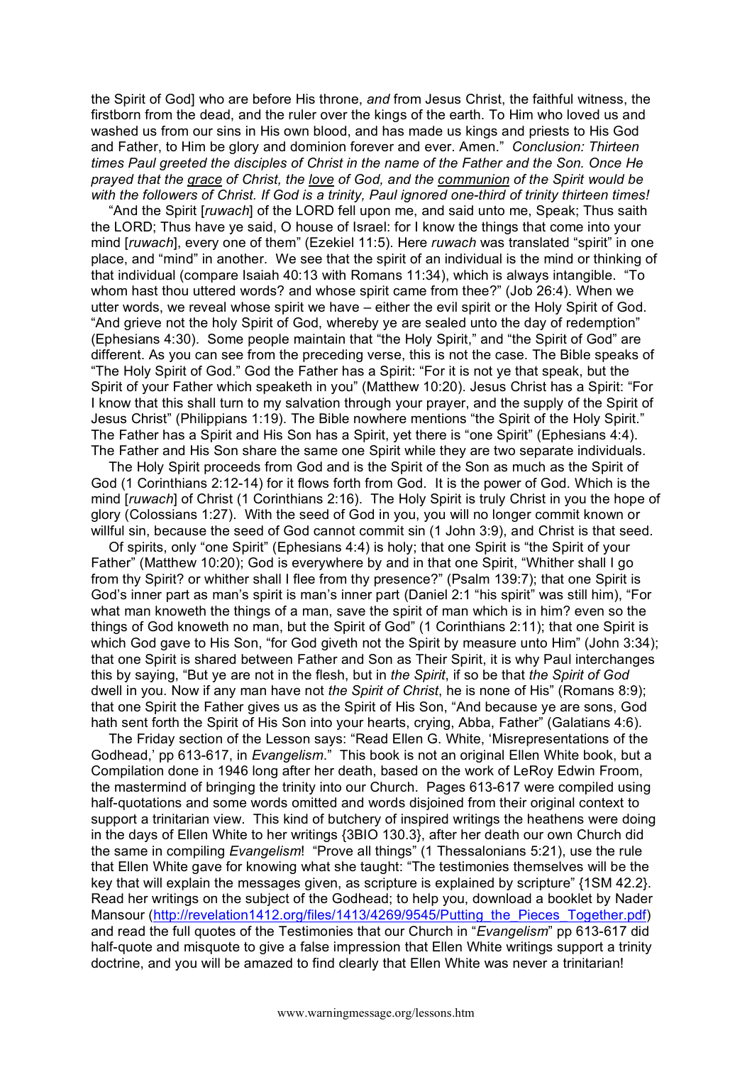the Spirit of God] who are before His throne, *and* from Jesus Christ, the faithful witness, the firstborn from the dead, and the ruler over the kings of the earth. To Him who loved us and washed us from our sins in His own blood, and has made us kings and priests to His God and Father, to Him be glory and dominion forever and ever. Amen." *Conclusion: Thirteen times Paul greeted the disciples of Christ in the name of the Father and the Son. Once He prayed that the* *__grace__* *of Christ, the* *__love__* *of God, and the* *__communion__* *of the Spirit would be with the followers of Christ. If God is a trinity, Paul ignored one-third of trinity thirteen times!*

"And the Spirit [*ruwach*] of the LORD fell upon me, and said unto me, Speak; Thus saith the LORD; Thus have ye said, O house of Israel: for I know the things that come into your mind [*ruwach*], every one of them" (Ezekiel 11:5). Here *ruwach* was translated "spirit" in one place, and "mind" in another. We see that the spirit of an individual is the mind or thinking of that individual (compare Isaiah 40:13 with Romans 11:34), which is always intangible. "To whom hast thou uttered words? and whose spirit came from thee?" (Job 26:4). When we utter words, we reveal whose spirit we have – either the evil spirit or the Holy Spirit of God. "And grieve not the holy Spirit of God, whereby ye are sealed unto the day of redemption" (Ephesians 4:30). Some people maintain that "the Holy Spirit," and "the Spirit of God" are different. As you can see from the preceding verse, this is not the case. The Bible speaks of "The Holy Spirit of God." God the Father has a Spirit: "For it is not ye that speak, but the Spirit of your Father which speaketh in you" (Matthew 10:20). Jesus Christ has a Spirit: "For I know that this shall turn to my salvation through your prayer, and the supply of the Spirit of Jesus Christ" (Philippians 1:19). The Bible nowhere mentions "the Spirit of the Holy Spirit." The Father has a Spirit and His Son has a Spirit, yet there is "one Spirit" (Ephesians 4:4). The Father and His Son share the same one Spirit while they are two separate individuals.

The Holy Spirit proceeds from God and is the Spirit of the Son as much as the Spirit of God (1 Corinthians 2:12-14) for it flows forth from God. It is the power of God. Which is the mind [*ruwach*] of Christ (1 Corinthians 2:16). The Holy Spirit is truly Christ in you the hope of glory (Colossians 1:27). With the seed of God in you, you will no longer commit known or willful sin, because the seed of God cannot commit sin (1 John 3:9), and Christ is that seed.

Of spirits, only "one Spirit" (Ephesians 4:4) is holy; that one Spirit is "the Spirit of your Father" (Matthew 10:20); God is everywhere by and in that one Spirit, "Whither shall I go from thy Spirit? or whither shall I flee from thy presence?" (Psalm 139:7); that one Spirit is God's inner part as man's spirit is man's inner part (Daniel 2:1 "his spirit" was still him), "For what man knoweth the things of a man, save the spirit of man which is in him? even so the things of God knoweth no man, but the Spirit of God" (1 Corinthians 2:11); that one Spirit is which God gave to His Son, "for God giveth not the Spirit by measure unto Him" (John 3:34); that one Spirit is shared between Father and Son as Their Spirit, it is why Paul interchanges this by saying, "But ye are not in the flesh, but in *the Spirit*, if so be that *the Spirit of God* dwell in you. Now if any man have not *the Spirit of Christ*, he is none of His" (Romans 8:9); that one Spirit the Father gives us as the Spirit of His Son, "And because ye are sons, God hath sent forth the Spirit of His Son into your hearts, crying, Abba, Father" (Galatians 4:6).

The Friday section of the Lesson says: "Read Ellen G. White, 'Misrepresentations of the Godhead,' pp 613-617, in *Evangelism*." This book is not an original Ellen White book, but a Compilation done in 1946 long after her death, based on the work of LeRoy Edwin Froom, the mastermind of bringing the trinity into our Church. Pages 613-617 were compiled using half-quotations and some words omitted and words disjoined from their original context to support a trinitarian view. This kind of butchery of inspired writings the heathens were doing in the days of Ellen White to her writings {3BIO 130.3}, after her death our own Church did the same in compiling *Evangelism*! "Prove all things" (1 Thessalonians 5:21), use the rule that Ellen White gave for knowing what she taught: "The testimonies themselves will be the key that will explain the messages given, as scripture is explained by scripture" {1SM 42.2}. Read her writings on the subject of the Godhead; to help you, download a booklet by Nader Mansour (http://revelation1412.org/files/1413/4269/9545/Putting_the_Pieces_Together.pdf) and read the full quotes of the Testimonies that our Church in "*Evangelism*" pp 613-617 did half-quote and misquote to give a false impression that Ellen White writings support a trinity doctrine, and you will be amazed to find clearly that Ellen White was never a trinitarian!